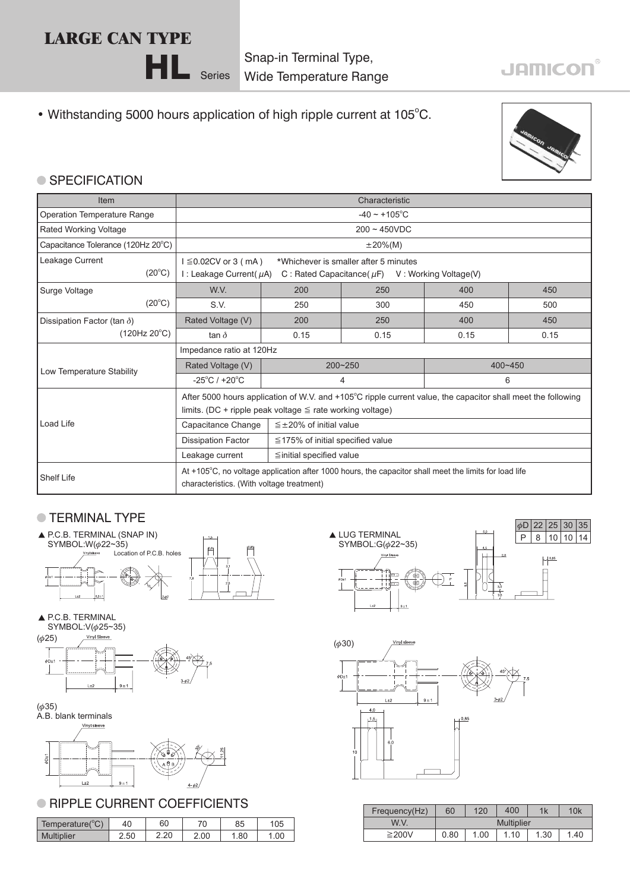# LARGE CAN TYPE

## HL Series

Snap-in Terminal Type, Wide Temperature Range

JAMICON

- Withstanding 5000 hours application of high ripple current at 105°C.

## SPECIFICATION

| Item | Characteristic | | | | |
|---|---|---|---|---|---|
| Operation Temperature Range | -40 ~ +105°C | | | | |
| Rated Working Voltage | 200 ~ 450VDC | | | | |
| Capacitance Tolerance (120Hz 20°C) | ±20%(M) | | | | |
| Leakage Current (20°C) | I ≦0.02CV or 3 ( mA ) *Whichever is smaller after 5 minutes<br>I : Leakage Current( $\mu$A) C : Rated Capacitance( $\mu$F) V : Working Voltage(V) | | | | |
| Surge Voltage (20°C) | W.V. | 200 | 250 | 400 | 450 |
| | S.V. | 250 | 300 | 450 | 500 |
| Dissipation Factor (tan $\delta$) (120Hz 20°C) | Rated Voltage (V) | 200 | 250 | 400 | 450 |
| | tan $\delta$ | 0.15 | 0.15 | 0.15 | 0.15 |
| Low Temperature Stability | Impedance ratio at 120Hz | | | | |
| | Rated Voltage (V) | 200~250 | | 400~450 | |
| | -25°C / +20°C | 4 | | 6 | |
| Load Life | After 5000 hours application of W.V. and +105°C ripple current value, the capacitor shall meet the following limits. (DC + ripple peak voltage ≦ rate working voltage) | | | | |
| | Capacitance Change | ≦±20% of initial value | | | |
| | Dissipation Factor | ≦175% of initial specified value | | | |
| | Leakage current | ≦initial specified value | | | |
| Shelf Life | At +105°C, no voltage application after 1000 hours, the capacitor shall meet the limits for load life characteristics. (With voltage treatment) | | | | |

## TERMINAL TYPE

▲ P.C.B. TERMINAL (SNAP IN)
SYMBOL:W($\phi$22~35)

Location of P.C.B. holes

▲ P.C.B. TERMINAL
SYMBOL:V($\phi$25~35)

($\phi$25)

($\phi$35)
A.B. blank terminals

▲ LUG TERMINAL
SYMBOL:G($\phi$22~35)

| $\phi$D | 22 | 25 | 30 | 35 |
|---|---|---|---|---|
| P | 8 | 10 | 10 | 14 |

($\phi$30)

## RIPPLE CURRENT COEFFICIENTS

| Temperature(°C) | 40 | 60 | 70 | 85 | 105 |
|---|---|---|---|---|---|
| Multiplier | 2.50 | 2.20 | 2.00 | 1.80 | 1.00 |

| Frequency(Hz) | 60 | 120 | 400 | 1k | 10k |
|---|---|---|---|---|---|
| W.V. | Multiplier | | | | |
| ≧200V | 0.80 | 1.00 | 1.10 | 1.30 | 1.40 |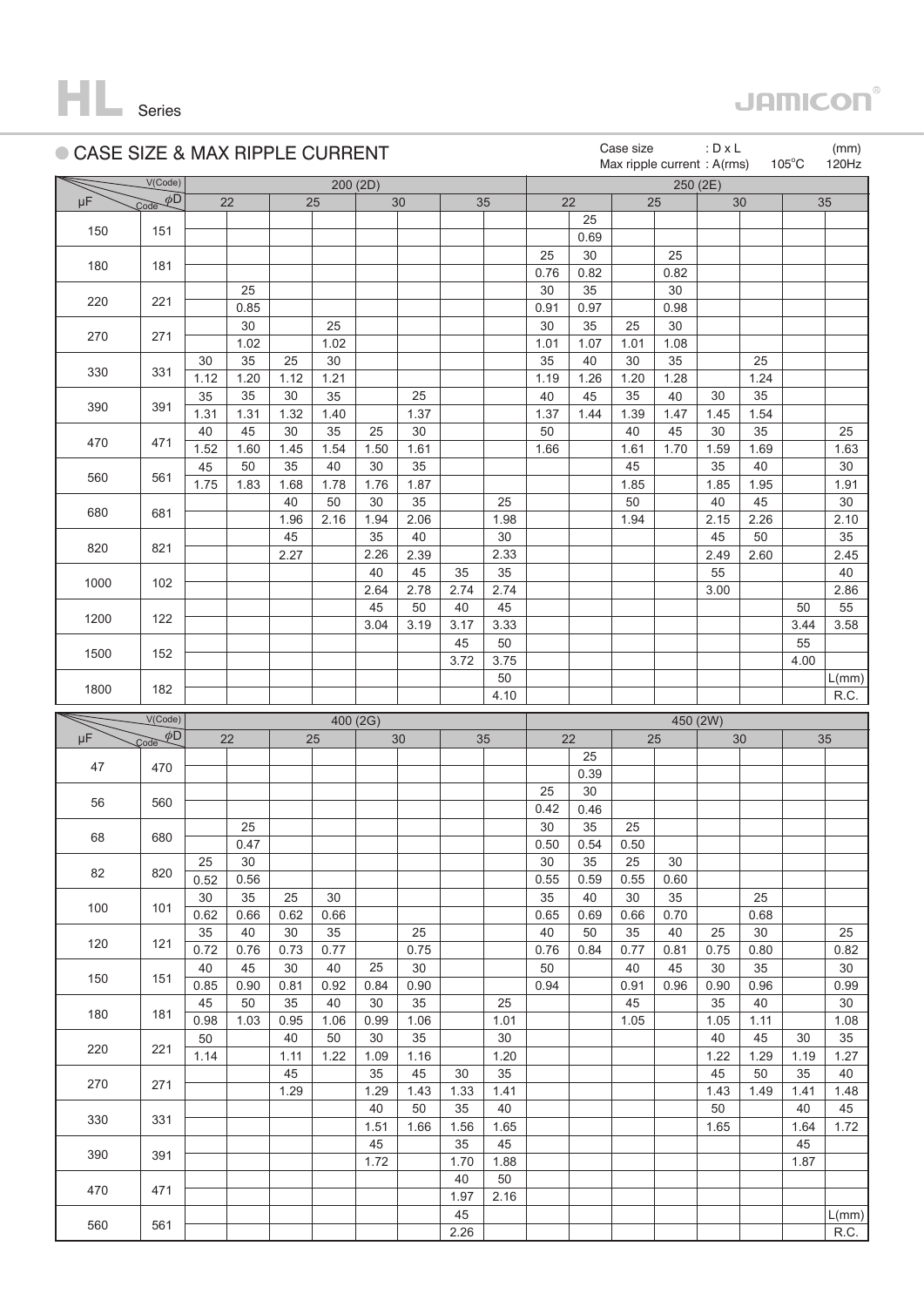# HL Series

## ● CASE SIZE & MAX RIPPLE CURRENT

Case size : D x L (mm)
Max ripple current : A(rms) 105°C 120Hz

| μF | V(Code) / Code ΦD | 200 (2D) | | | | | | | | 250 (2E) | | | | | | | |
|---|---|---|---|---|---|---|---|---|---|---|---|---|---|---|---|---|---|
| | | 22 | | 25 | | 30 | | 35 | | 22 | | 25 | | 30 | | 35 | |
| 150 | 151 | | | | | | | | | | 25 | | | | | | |
| | | | | | | | | | | | 0.69 | | | | | | |
| 180 | 181 | | | | | | | | | 25 | 30 | | 25 | | | | |
| | | | | | | | | | | 0.76 | 0.82 | | 0.82 | | | | |
| 220 | 221 | | 25 | | | | | | | 30 | 35 | | 30 | | | | |
| | | | 0.85 | | | | | | | 0.91 | 0.97 | | 0.98 | | | | |
| 270 | 271 | | 30 | | 25 | | | | | 30 | 35 | 25 | 30 | | | | |
| | | | 1.02 | | 1.02 | | | | | 1.01 | 1.07 | 1.01 | 1.08 | | | | |
| 330 | 331 | 30 | 35 | 25 | 30 | | | | | 35 | 40 | 30 | 35 | | 25 | | |
| | | 1.12 | 1.20 | 1.12 | 1.21 | | | | | 1.19 | 1.26 | 1.20 | 1.28 | | 1.24 | | |
| 390 | 391 | 35 | 35 | 30 | 35 | | 25 | | | 40 | 45 | 35 | 40 | 30 | 35 | | |
| | | 1.31 | 1.31 | 1.32 | 1.40 | | 1.37 | | | 1.37 | 1.44 | 1.39 | 1.47 | 1.45 | 1.54 | | |
| 470 | 471 | 40 | 45 | 30 | 35 | 25 | 30 | | | 50 | | 40 | 45 | 30 | 35 | | 25 |
| | | 1.52 | 1.60 | 1.45 | 1.54 | 1.50 | 1.61 | | | 1.66 | | 1.61 | 1.70 | 1.59 | 1.69 | | 1.63 |
| 560 | 561 | 45 | 50 | 35 | 40 | 30 | 35 | | | | | 45 | | 35 | 40 | | 30 |
| | | 1.75 | 1.83 | 1.68 | 1.78 | 1.76 | 1.87 | | | | | 1.85 | | 1.85 | 1.95 | | 1.91 |
| 680 | 681 | | | 40 | 50 | 30 | 35 | | 25 | | | 50 | | 40 | 45 | | 30 |
| | | | | 1.96 | 2.16 | 1.94 | 2.06 | | 1.98 | | | 1.94 | | 2.15 | 2.26 | | 2.10 |
| 820 | 821 | | | 45 | | 35 | 40 | | 30 | | | | | 45 | 50 | | 35 |
| | | | | 2.27 | | 2.26 | 2.39 | | 2.33 | | | | | 2.49 | 2.60 | | 2.45 |
| 1000 | 102 | | | | | 40 | 45 | 35 | 35 | | | | | 55 | | | 40 |
| | | | | | | 2.64 | 2.78 | 2.74 | 2.74 | | | | | 3.00 | | | 2.86 |
| 1200 | 122 | | | | | 45 | 50 | 40 | 45 | | | | | | | 50 | 55 |
| | | | | | | 3.04 | 3.19 | 3.17 | 3.33 | | | | | | | 3.44 | 3.58 |
| 1500 | 152 | | | | | | | 45 | 50 | | | | | | | 55 | |
| | | | | | | | | 3.72 | 3.75 | | | | | | | 4.00 | |
| 1800 | 182 | | | | | | | | 50 | | | | | | | | L(mm) |
| | | | | | | | | | 4.10 | | | | | | | | R.C. |

| μF | V(Code) / Code ΦD | 400 (2G) | | | | | | | | 450 (2W) | | | | | | | |
|---|---|---|---|---|---|---|---|---|---|---|---|---|---|---|---|---|---|
| | | 22 | | 25 | | 30 | | 35 | | 22 | | 25 | | 30 | | 35 | |
| 47 | 470 | | | | | | | | | | 25 | | | | | | |
| | | | | | | | | | | | 0.39 | | | | | | |
| 56 | 560 | | | | | | | | | 25 | 30 | | | | | | |
| | | | | | | | | | | 0.42 | 0.46 | | | | | | |
| 68 | 680 | | 25 | | | | | | | 30 | 35 | 25 | | | | | |
| | | | 0.47 | | | | | | | 0.50 | 0.54 | 0.50 | | | | | |
| 82 | 820 | 25 | 30 | | | | | | | 30 | 35 | 25 | 30 | | | | |
| | | 0.52 | 0.56 | | | | | | | 0.55 | 0.59 | 0.55 | 0.60 | | | | |
| 100 | 101 | 30 | 35 | 25 | 30 | | | | | 35 | 40 | 30 | 35 | | 25 | | |
| | | 0.62 | 0.66 | 0.62 | 0.66 | | | | | 0.65 | 0.69 | 0.66 | 0.70 | | 0.68 | | |
| 120 | 121 | 35 | 40 | 30 | 35 | | 25 | | | 40 | 50 | 35 | 40 | 25 | 30 | | 25 |
| | | 0.72 | 0.76 | 0.73 | 0.77 | | 0.75 | | | 0.76 | 0.84 | 0.77 | 0.81 | 0.75 | 0.80 | | 0.82 |
| 150 | 151 | 40 | 45 | 30 | 40 | 25 | 30 | | | 50 | | 40 | 45 | 30 | 35 | | 30 |
| | | 0.85 | 0.90 | 0.81 | 0.92 | 0.84 | 0.90 | | | 0.94 | | 0.91 | 0.96 | 0.90 | 0.96 | | 0.99 |
| 180 | 181 | 45 | 50 | 35 | 40 | 30 | 35 | | 25 | | | 45 | | 35 | 40 | | 30 |
| | | 0.98 | 1.03 | 0.95 | 1.06 | 0.99 | 1.06 | | 1.01 | | | 1.05 | | 1.05 | 1.11 | | 1.08 |
| 220 | 221 | 50 | | 40 | 50 | 30 | 35 | | 30 | | | | | 40 | 45 | 30 | 35 |
| | | 1.14 | | 1.11 | 1.22 | 1.09 | 1.16 | | 1.20 | | | | | 1.22 | 1.29 | 1.19 | 1.27 |
| 270 | 271 | | | 45 | | 35 | 45 | 30 | 35 | | | | | 45 | 50 | 35 | 40 |
| | | | | 1.29 | | 1.29 | 1.43 | 1.33 | 1.41 | | | | | 1.43 | 1.49 | 1.41 | 1.48 |
| 330 | 331 | | | | | 40 | 50 | 35 | 40 | | | | | 50 | | 40 | 45 |
| | | | | | | 1.51 | 1.66 | 1.56 | 1.65 | | | | | 1.65 | | 1.64 | 1.72 |
| 390 | 391 | | | | | 45 | | 35 | 45 | | | | | | | 45 | |
| | | | | | | 1.72 | | 1.70 | 1.88 | | | | | | | 1.87 | |
| 470 | 471 | | | | | | | 40 | 50 | | | | | | | | |
| | | | | | | | | 1.97 | 2.16 | | | | | | | | |
| 560 | 561 | | | | | | | 45 | | | | | | | | | L(mm) |
| | | | | | | | | 2.26 | | | | | | | | | R.C. |